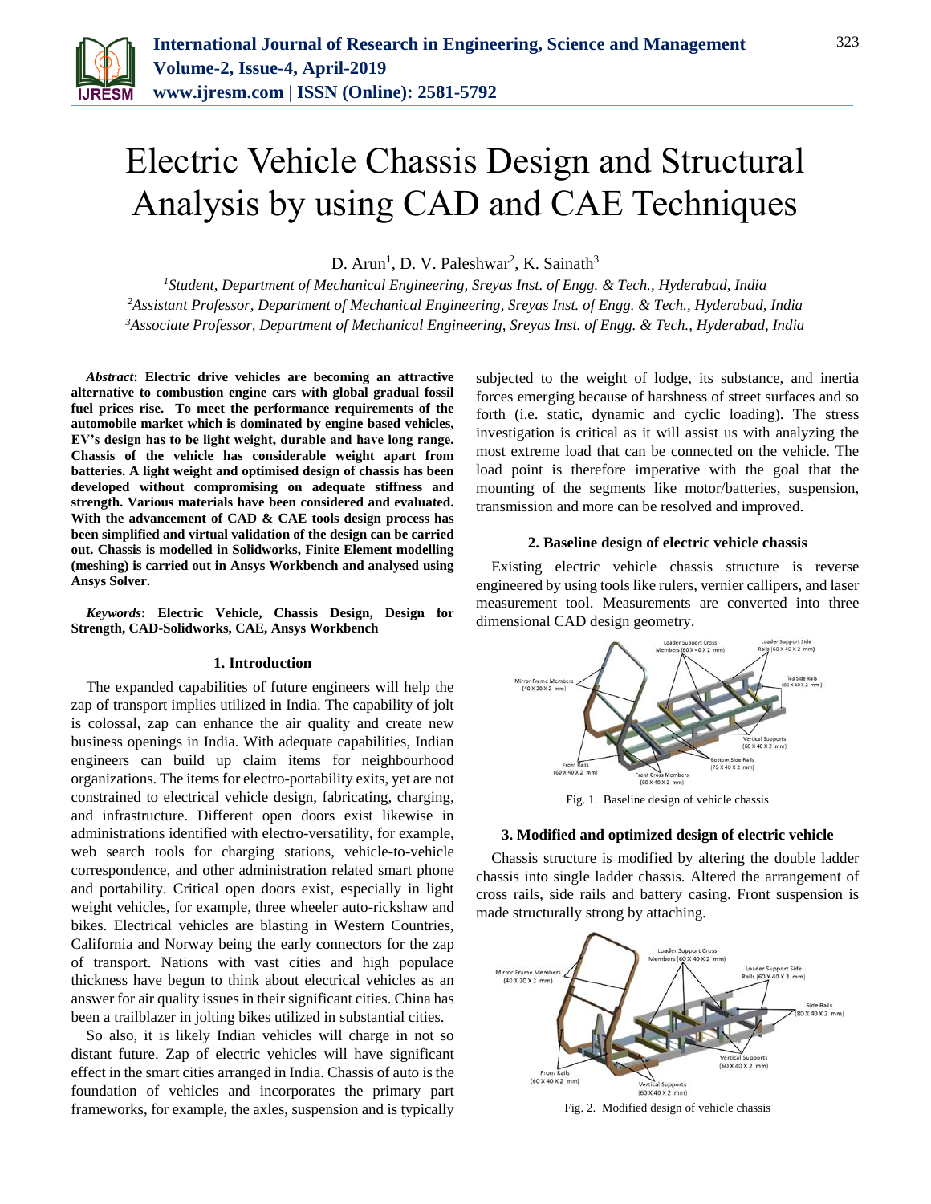# Electric Vehicle Chassis Design and Structural Analysis by using CAD and CAE Techniques

D. Arun[1], D. V. Paleshwar[2], K. Sainath[3]

[1]*Student, Department of Mechanical Engineering, Sreyas Inst. of Engg. & Tech., Hyderabad, India*
[2]*Assistant Professor, Department of Mechanical Engineering, Sreyas Inst. of Engg. & Tech., Hyderabad, India*
[3]*Associate Professor, Department of Mechanical Engineering, Sreyas Inst. of Engg. & Tech., Hyderabad, India*

***Abstract*: Electric drive vehicles are becoming an attractive alternative to combustion engine cars with global gradual fossil fuel prices rise. To meet the performance requirements of the automobile market which is dominated by engine based vehicles, EV's design has to be light weight, durable and have long range. Chassis of the vehicle has considerable weight apart from batteries. A light weight and optimised design of chassis has been developed without compromising on adequate stiffness and strength. Various materials have been considered and evaluated. With the advancement of CAD & CAE tools design process has been simplified and virtual validation of the design can be carried out. Chassis is modelled in Solidworks, Finite Element modelling (meshing) is carried out in Ansys Workbench and analysed using Ansys Solver.**

***Keywords*: Electric Vehicle, Chassis Design, Design for Strength, CAD-Solidworks, CAE, Ansys Workbench**

## 1. Introduction

The expanded capabilities of future engineers will help the zap of transport implies utilized in India. The capability of jolt is colossal, zap can enhance the air quality and create new business openings in India. With adequate capabilities, Indian engineers can build up claim items for neighbourhood organizations. The items for electro-portability exits, yet are not constrained to electrical vehicle design, fabricating, charging, and infrastructure. Different open doors exist likewise in administrations identified with electro-versatility, for example, web search tools for charging stations, vehicle-to-vehicle correspondence, and other administration related smart phone and portability. Critical open doors exist, especially in light weight vehicles, for example, three wheeler auto-rickshaw and bikes. Electrical vehicles are blasting in Western Countries, California and Norway being the early connectors for the zap of transport. Nations with vast cities and high populace thickness have begun to think about electrical vehicles as an answer for air quality issues in their significant cities. China has been a trailblazer in jolting bikes utilized in substantial cities.

So also, it is likely Indian vehicles will charge in not so distant future. Zap of electric vehicles will have significant effect in the smart cities arranged in India. Chassis of auto is the foundation of vehicles and incorporates the primary part frameworks, for example, the axles, suspension and is typically subjected to the weight of lodge, its substance, and inertia forces emerging because of harshness of street surfaces and so forth (i.e. static, dynamic and cyclic loading). The stress investigation is critical as it will assist us with analyzing the most extreme load that can be connected on the vehicle. The load point is therefore imperative with the goal that the mounting of the segments like motor/batteries, suspension, transmission and more can be resolved and improved.

## 2. Baseline design of electric vehicle chassis

Existing electric vehicle chassis structure is reverse engineered by using tools like rulers, vernier callipers, and laser measurement tool. Measurements are converted into three dimensional CAD design geometry.

Fig. 1. Baseline design of vehicle chassis

## 3. Modified and optimized design of electric vehicle

Chassis structure is modified by altering the double ladder chassis into single ladder chassis. Altered the arrangement of cross rails, side rails and battery casing. Front suspension is made structurally strong by attaching.

Fig. 2. Modified design of vehicle chassis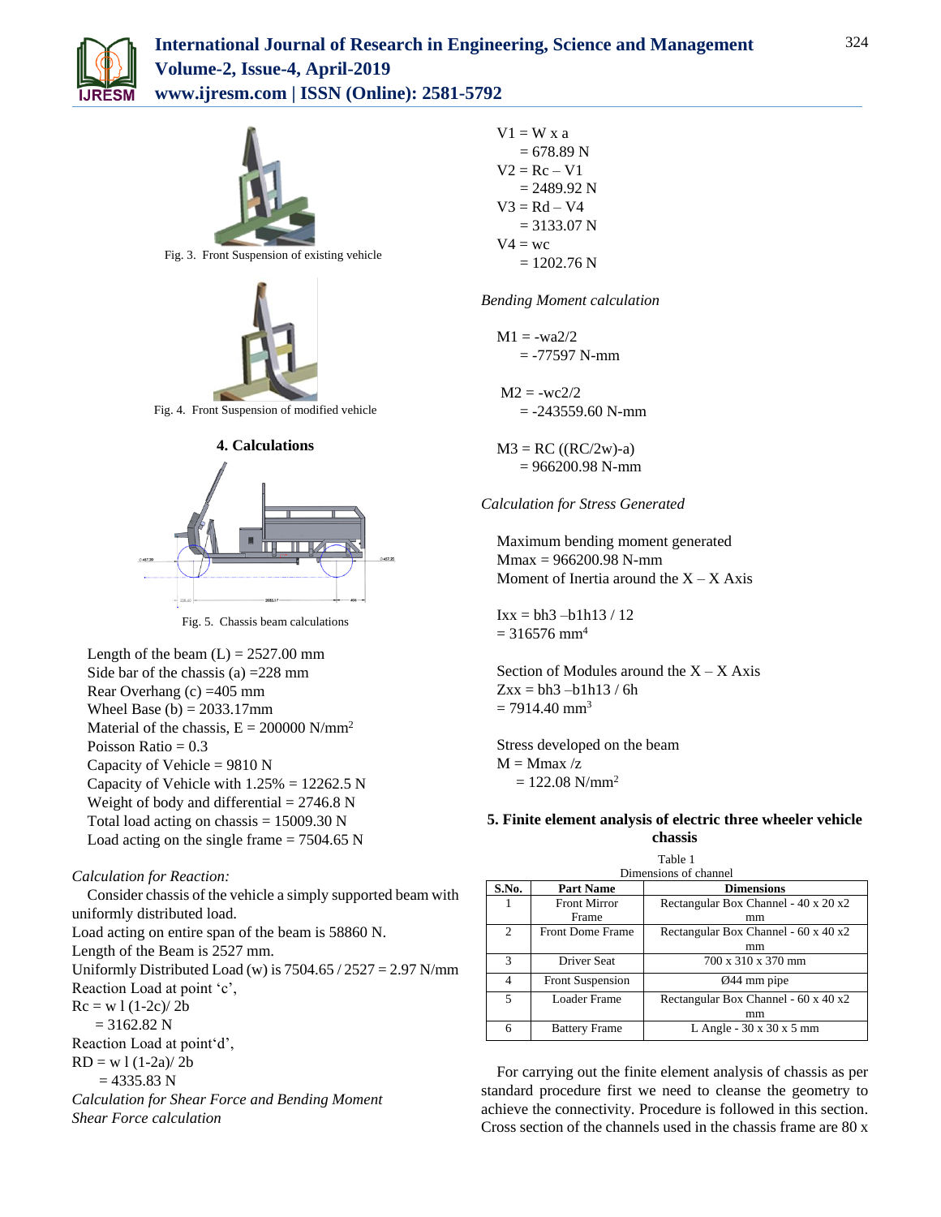Fig. 3. Front Suspension of existing vehicle

Fig. 4. Front Suspension of modified vehicle

## 4. Calculations

Fig. 5. Chassis beam calculations

Length of the beam (L) = 2527.00 mm
Side bar of the chassis (a) =228 mm
Rear Overhang (c) =405 mm
Wheel Base (b) = 2033.17mm
Material of the chassis, E = 200000 N/mm$^2$
Poisson Ratio = 0.3
Capacity of Vehicle = 9810 N
Capacity of Vehicle with 1.25% = 12262.5 N
Weight of body and differential = 2746.8 N
Total load acting on chassis = 15009.30 N
Load acting on the single frame = 7504.65 N

*Calculation for Reaction:*

Consider chassis of the vehicle a simply supported beam with uniformly distributed load.
Load acting on entire span of the beam is 58860 N.
Length of the Beam is 2527 mm.
Uniformly Distributed Load (w) is 7504.65 / 2527 = 2.97 N/mm
Reaction Load at point 'c',
Rc = w l (1-2c)/ 2b
= 3162.82 N
Reaction Load at point'd',
RD = w l (1-2a)/ 2b
= 4335.83 N

*Calculation for Shear Force and Bending Moment*

*Shear Force calculation*

V1 = W x a
= 678.89 N
V2 = Rc – V1
= 2489.92 N
V3 = Rd – V4
= 3133.07 N
V4 = wc
= 1202.76 N

*Bending Moment calculation*

M1 = -wa2/2
= -77597 N-mm

M2 = -wc2/2
= -243559.60 N-mm

M3 = RC ((RC/2w)-a)
= 966200.98 N-mm

*Calculation for Stress Generated*

Maximum bending moment generated
Mmax = 966200.98 N-mm
Moment of Inertia around the X – X Axis

Ixx = bh3 –b1h13 / 12
= 316576 mm$^4$

Section of Modules around the X – X Axis
Zxx = bh3 –b1h13 / 6h
= 7914.40 mm$^3$

Stress developed on the beam
M = Mmax /z
= 122.08 N/mm$^2$

## 5. Finite element analysis of electric three wheeler vehicle chassis

Table 1
Dimensions of channel

| S.No. | Part Name | Dimensions |
|---|---|---|
| 1 | Front Mirror Frame | Rectangular Box Channel - 40 x 20 x2 mm |
| 2 | Front Dome Frame | Rectangular Box Channel - 60 x 40 x2 mm |
| 3 | Driver Seat | 700 x 310 x 370 mm |
| 4 | Front Suspension | Ø44 mm pipe |
| 5 | Loader Frame | Rectangular Box Channel - 60 x 40 x2 mm |
| 6 | Battery Frame | L Angle - 30 x 30 x 5 mm |

For carrying out the finite element analysis of chassis as per standard procedure first we need to cleanse the geometry to achieve the connectivity. Procedure is followed in this section. Cross section of the channels used in the chassis frame are 80 x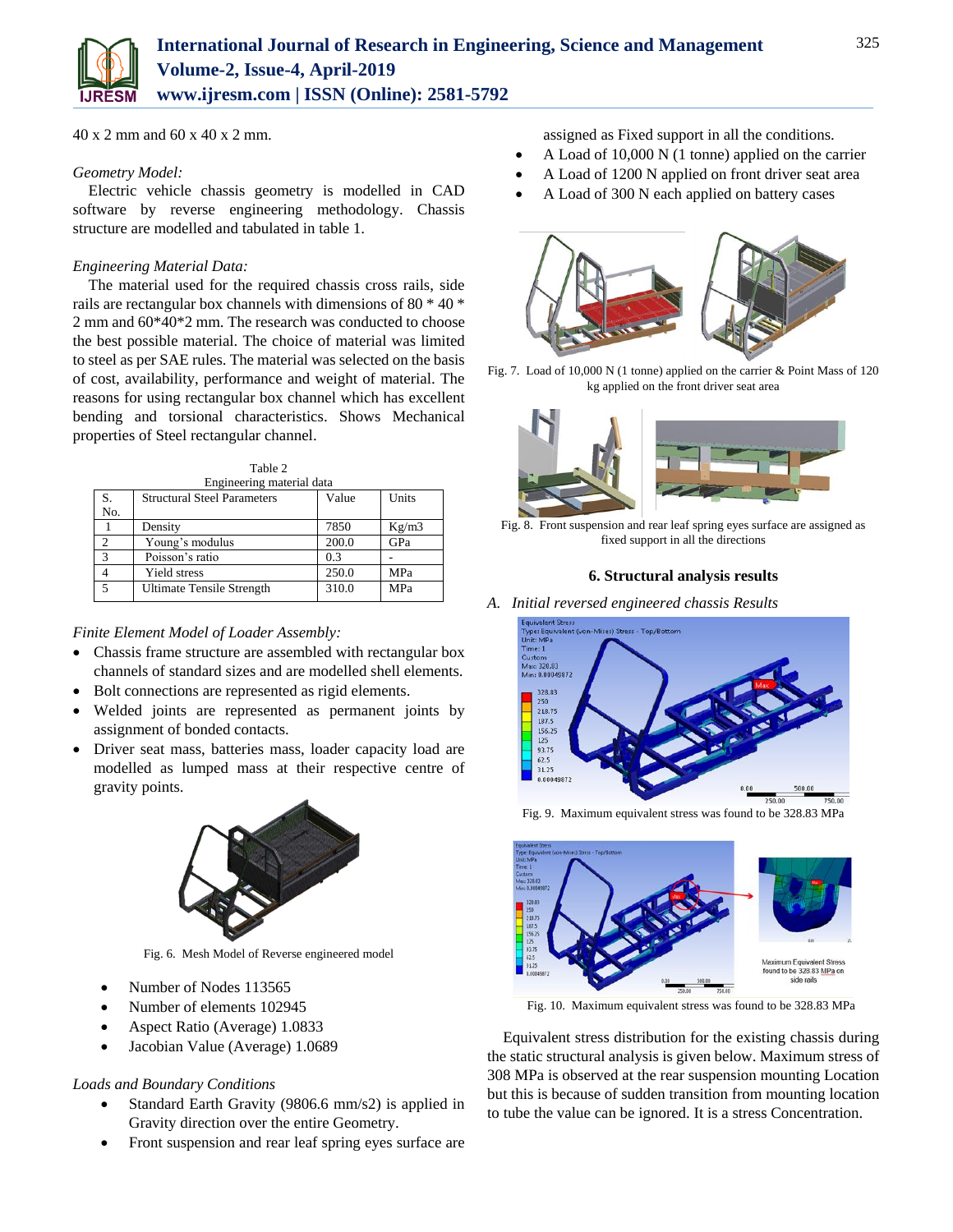40 x 2 mm and 60 x 40 x 2 mm.

*Geometry Model:*

Electric vehicle chassis geometry is modelled in CAD software by reverse engineering methodology. Chassis structure are modelled and tabulated in table 1.

*Engineering Material Data:*

The material used for the required chassis cross rails, side rails are rectangular box channels with dimensions of 80 * 40 * 2 mm and 60*40*2 mm. The research was conducted to choose the best possible material. The choice of material was limited to steel as per SAE rules. The material was selected on the basis of cost, availability, performance and weight of material. The reasons for using rectangular box channel which has excellent bending and torsional characteristics. Shows Mechanical properties of Steel rectangular channel.

Table 2
Engineering material data

| S. No. | Structural Steel Parameters | Value | Units |
|---|---|---|---|
| 1 | Density | 7850 | Kg/m3 |
| 2 | Young's modulus | 200.0 | GPa |
| 3 | Poisson's ratio | 0.3 | - |
| 4 | Yield stress | 250.0 | MPa |
| 5 | Ultimate Tensile Strength | 310.0 | MPa |

*Finite Element Model of Loader Assembly:*

- Chassis frame structure are assembled with rectangular box channels of standard sizes and are modelled shell elements.
- Bolt connections are represented as rigid elements.
- Welded joints are represented as permanent joints by assignment of bonded contacts.
- Driver seat mass, batteries mass, loader capacity load are modelled as lumped mass at their respective centre of gravity points.

Fig. 6. Mesh Model of Reverse engineered model

- Number of Nodes 113565
- Number of elements 102945
- Aspect Ratio (Average) 1.0833
- Jacobian Value (Average) 1.0689

*Loads and Boundary Conditions*

- Standard Earth Gravity (9806.6 mm/s2) is applied in Gravity direction over the entire Geometry.
- Front suspension and rear leaf spring eyes surface are assigned as Fixed support in all the conditions.
- A Load of 10,000 N (1 tonne) applied on the carrier
- A Load of 1200 N applied on front driver seat area
- A Load of 300 N each applied on battery cases

Fig. 7. Load of 10,000 N (1 tonne) applied on the carrier & Point Mass of 120 kg applied on the front driver seat area

Fig. 8. Front suspension and rear leaf spring eyes surface are assigned as fixed support in all the directions

## 6. Structural analysis results

*A. Initial reversed engineered chassis Results*

Fig. 9. Maximum equivalent stress was found to be 328.83 MPa

Fig. 10. Maximum equivalent stress was found to be 328.83 MPa

Equivalent stress distribution for the existing chassis during the static structural analysis is given below. Maximum stress of 308 MPa is observed at the rear suspension mounting Location but this is because of sudden transition from mounting location to tube the value can be ignored. It is a stress Concentration.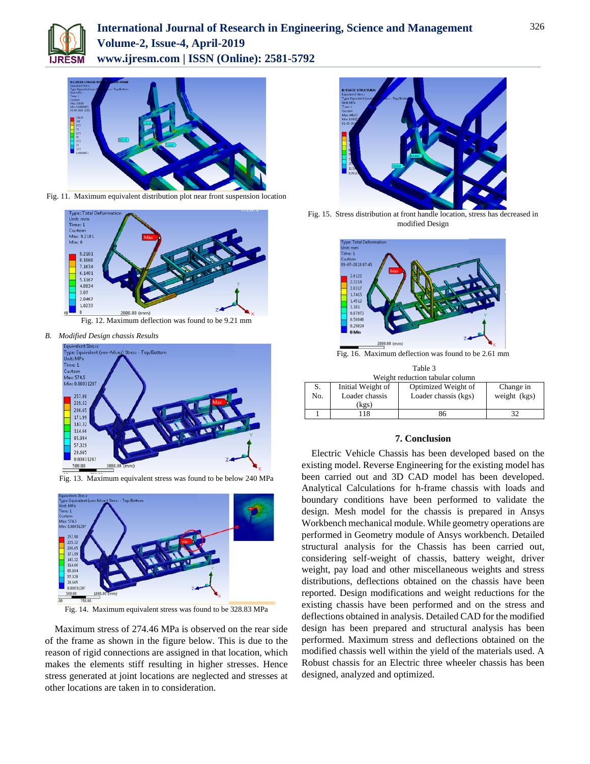Fig. 11. Maximum equivalent distribution plot near front suspension location

Fig. 12. Maximum deflection was found to be 9.21 mm

*B. Modified Design chassis Results*

Fig. 13. Maximum equivalent stress was found to be below 240 MPa

Fig. 14. Maximum equivalent stress was found to be 328.83 MPa

Maximum stress of 274.46 MPa is observed on the rear side of the frame as shown in the figure below. This is due to the reason of rigid connections are assigned in that location, which makes the elements stiff resulting in higher stresses. Hence stress generated at joint locations are neglected and stresses at other locations are taken in to consideration.

Fig. 15. Stress distribution at front handle location, stress has decreased in modified Design

Fig. 16. Maximum deflection was found to be 2.61 mm

Table 3
Weight reduction tabular column

| S. No. | Initial Weight of Loader chassis (kgs) | Optimized Weight of Loader chassis (kgs) | Change in weight (kgs) |
|---|---|---|---|
| 1 | 118 | 86 | 32 |

## 7. Conclusion

Electric Vehicle Chassis has been developed based on the existing model. Reverse Engineering for the existing model has been carried out and 3D CAD model has been developed. Analytical Calculations for h-frame chassis with loads and boundary conditions have been performed to validate the design. Mesh model for the chassis is prepared in Ansys Workbench mechanical module. While geometry operations are performed in Geometry module of Ansys workbench. Detailed structural analysis for the Chassis has been carried out, considering self-weight of chassis, battery weight, driver weight, pay load and other miscellaneous weights and stress distributions, deflections obtained on the chassis have been reported. Design modifications and weight reductions for the existing chassis have been performed and on the stress and deflections obtained in analysis. Detailed CAD for the modified design has been prepared and structural analysis has been performed. Maximum stress and deflections obtained on the modified chassis well within the yield of the materials used. A Robust chassis for an Electric three wheeler chassis has been designed, analyzed and optimized.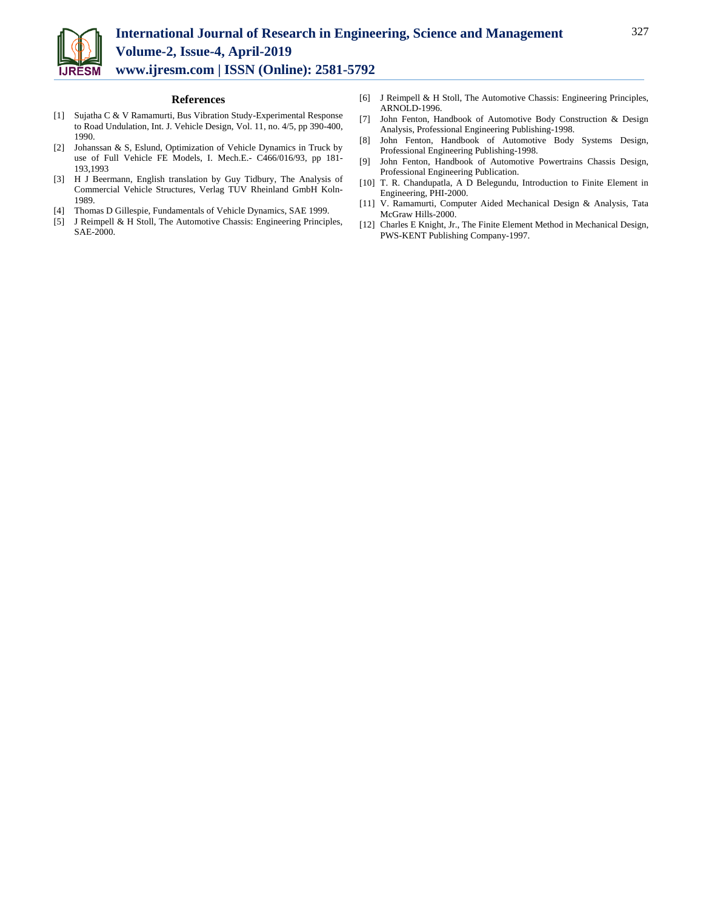## References

[1] Sujatha C & V Ramamurti, Bus Vibration Study-Experimental Response to Road Undulation, Int. J. Vehicle Design, Vol. 11, no. 4/5, pp 390-400, 1990.

[2] Johanssan & S, Eslund, Optimization of Vehicle Dynamics in Truck by use of Full Vehicle FE Models, I. Mech.E.- C466/016/93, pp 181-193,1993

[3] H J Beermann, English translation by Guy Tidbury, The Analysis of Commercial Vehicle Structures, Verlag TUV Rheinland GmbH Koln-1989.

[4] Thomas D Gillespie, Fundamentals of Vehicle Dynamics, SAE 1999.

[5] J Reimpell & H Stoll, The Automotive Chassis: Engineering Principles, SAE-2000.

[6] J Reimpell & H Stoll, The Automotive Chassis: Engineering Principles, ARNOLD-1996.

[7] John Fenton, Handbook of Automotive Body Construction & Design Analysis, Professional Engineering Publishing-1998.

[8] John Fenton, Handbook of Automotive Body Systems Design, Professional Engineering Publishing-1998.

[9] John Fenton, Handbook of Automotive Powertrains Chassis Design, Professional Engineering Publication.

[10] T. R. Chandupatla, A D Belegundu, Introduction to Finite Element in Engineering, PHI-2000.

[11] V. Ramamurti, Computer Aided Mechanical Design & Analysis, Tata McGraw Hills-2000.

[12] Charles E Knight, Jr., The Finite Element Method in Mechanical Design, PWS-KENT Publishing Company-1997.